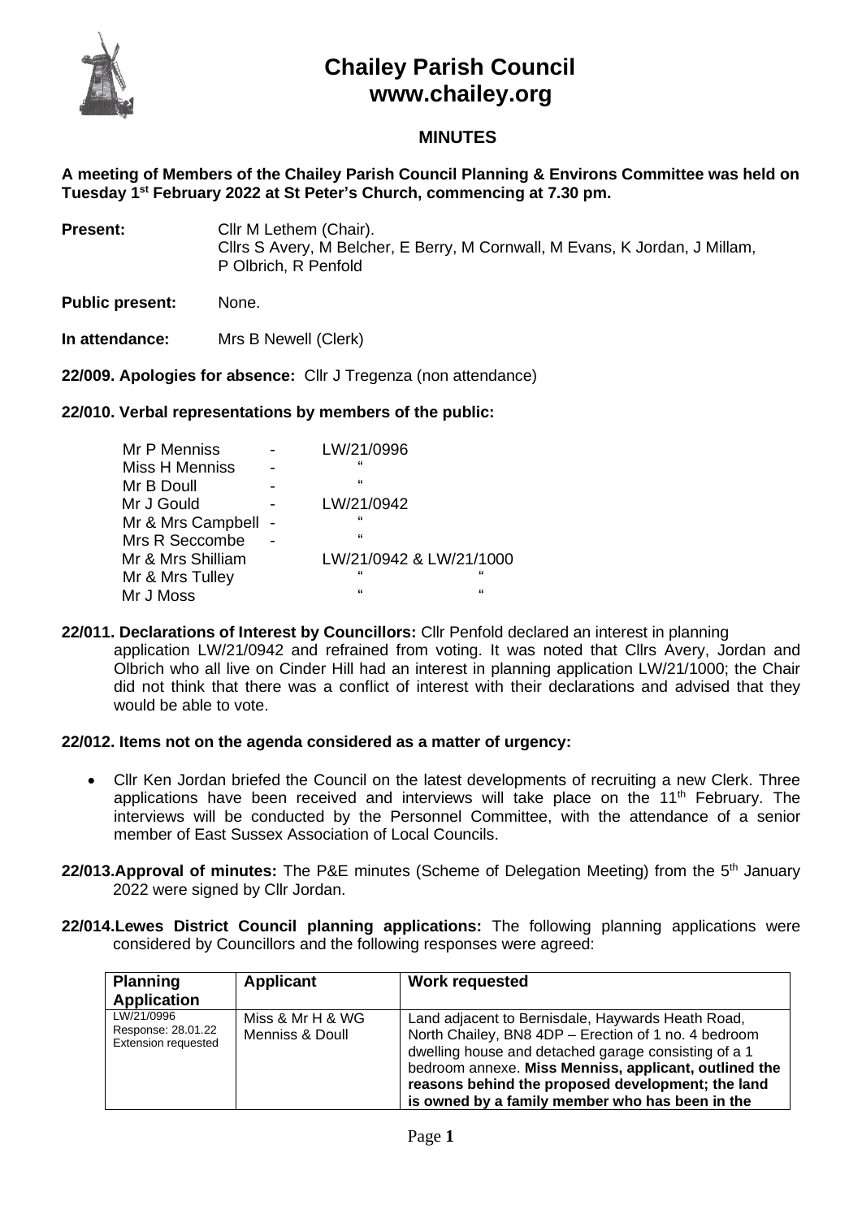# Chailey Parish Council
# www.chailey.org

## MINUTES

**A meeting of Members of the Chailey Parish Council Planning & Environs Committee was held on Tuesday 1st February 2022 at St Peter's Church, commencing at 7.30 pm.**

**Present:** Cllr M Lethem (Chair).
Cllrs S Avery, M Belcher, E Berry, M Cornwall, M Evans, K Jordan, J Millam, P Olbrich, R Penfold

**Public present:** None.

**In attendance:** Mrs B Newell (Clerk)

**22/009. Apologies for absence:** Cllr J Tregenza (non attendance)

**22/010. Verbal representations by members of the public:**

| | | | |
|---|---|---|---|
| Mr P Menniss | - | LW/21/0996 | |
| Miss H Menniss | - | " | |
| Mr B Doull | - | " | |
| Mr J Gould | - | LW/21/0942 | |
| Mr & Mrs Campbell | - | " | |
| Mrs R Seccombe | - | " | |
| Mr & Mrs Shilliam | | LW/21/0942 & LW/21/1000 | |
| Mr & Mrs Tulley | | " | " |
| Mr J Moss | | " | " |

**22/011. Declarations of Interest by Councillors:** Cllr Penfold declared an interest in planning application LW/21/0942 and refrained from voting. It was noted that Cllrs Avery, Jordan and Olbrich who all live on Cinder Hill had an interest in planning application LW/21/1000; the Chair did not think that there was a conflict of interest with their declarations and advised that they would be able to vote.

**22/012. Items not on the agenda considered as a matter of urgency:**

- Cllr Ken Jordan briefed the Council on the latest developments of recruiting a new Clerk. Three applications have been received and interviews will take place on the 11th February. The interviews will be conducted by the Personnel Committee, with the attendance of a senior member of East Sussex Association of Local Councils.

**22/013.Approval of minutes:** The P&E minutes (Scheme of Delegation Meeting) from the 5th January 2022 were signed by Cllr Jordan.

**22/014.Lewes District Council planning applications:** The following planning applications were considered by Councillors and the following responses were agreed:

| **Planning Application** | **Applicant** | **Work requested** |
|---|---|---|
| LW/21/0996<br>Response: 28.01.22<br>Extension requested | Miss & Mr H & WG Menniss & Doull | Land adjacent to Bernisdale, Haywards Heath Road, North Chailey, BN8 4DP – Erection of 1 no. 4 bedroom dwelling house and detached garage consisting of a 1 bedroom annexe. **Miss Menniss, applicant, outlined the reasons behind the proposed development; the land is owned by a family member who has been in the** |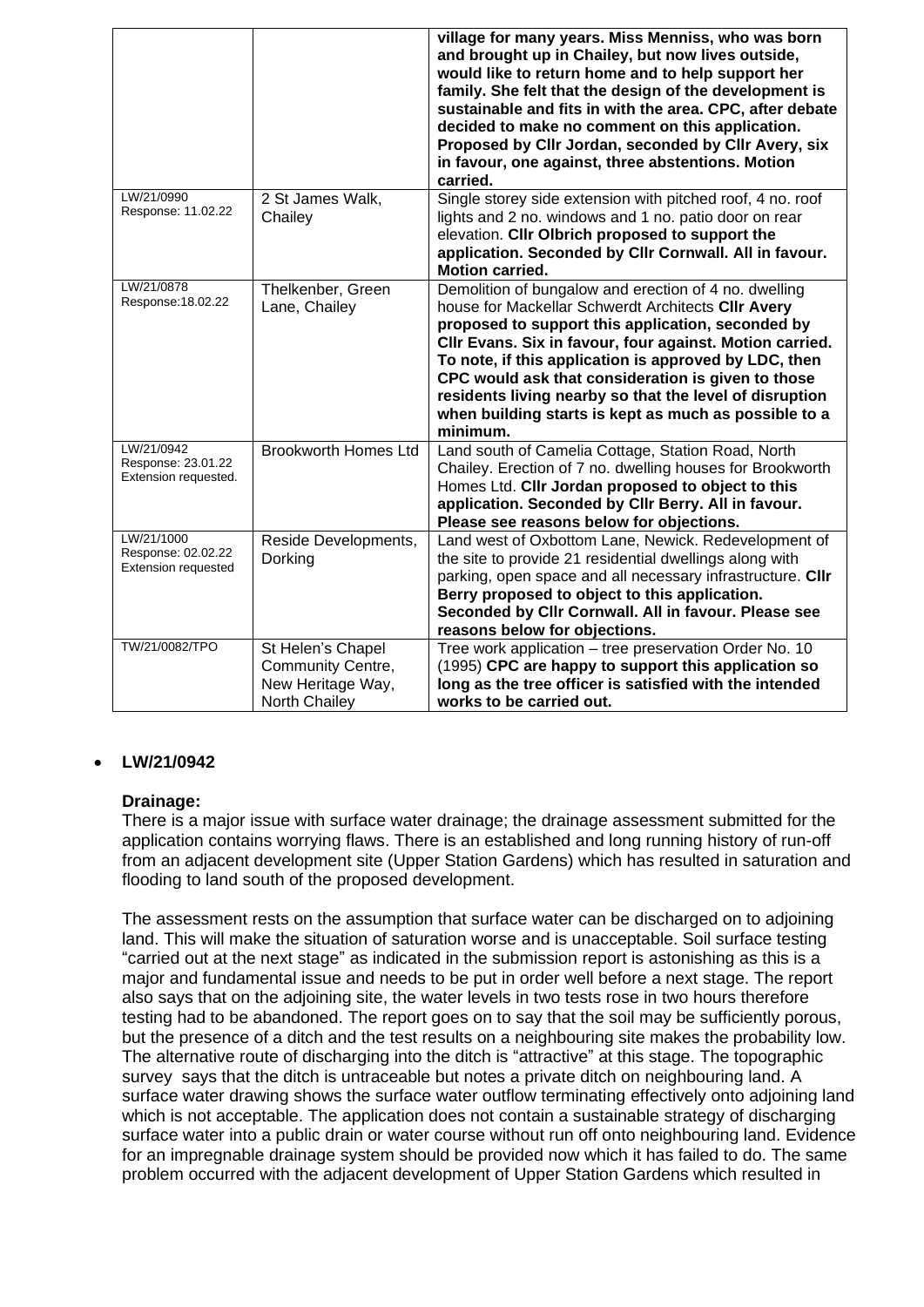| | | |
|---|---|---|
| | | **village for many years. Miss Menniss, who was born and brought up in Chailey, but now lives outside, would like to return home and to help support her family. She felt that the design of the development is sustainable and fits in with the area. CPC, after debate decided to make no comment on this application. Proposed by Cllr Jordan, seconded by Cllr Avery, six in favour, one against, three abstentions. Motion carried.** |
| LW/21/0990 Response: 11.02.22 | 2 St James Walk, Chailey | Single storey side extension with pitched roof, 4 no. roof lights and 2 no. windows and 1 no. patio door on rear elevation. **Cllr Olbrich proposed to support the application. Seconded by Cllr Cornwall. All in favour. Motion carried.** |
| LW/21/0878 Response:18.02.22 | Thelkenber, Green Lane, Chailey | Demolition of bungalow and erection of 4 no. dwelling house for Mackellar Schwerdt Architects **Cllr Avery proposed to support this application, seconded by Cllr Evans. Six in favour, four against. Motion carried. To note, if this application is approved by LDC, then CPC would ask that consideration is given to those residents living nearby so that the level of disruption when building starts is kept as much as possible to a minimum.** |
| LW/21/0942 Response: 23.01.22 Extension requested. | Brookworth Homes Ltd | Land south of Camelia Cottage, Station Road, North Chailey. Erection of 7 no. dwelling houses for Brookworth Homes Ltd. **Cllr Jordan proposed to object to this application. Seconded by Cllr Berry. All in favour. Please see reasons below for objections.** |
| LW/21/1000 Response: 02.02.22 Extension requested | Reside Developments, Dorking | Land west of Oxbottom Lane, Newick. Redevelopment of the site to provide 21 residential dwellings along with parking, open space and all necessary infrastructure. **Cllr Berry proposed to object to this application. Seconded by Cllr Cornwall. All in favour. Please see reasons below for objections.** |
| TW/21/0082/TPO | St Helen's Chapel Community Centre, New Heritage Way, North Chailey | Tree work application – tree preservation Order No. 10 (1995) **CPC are happy to support this application so long as the tree officer is satisfied with the intended works to be carried out.** |

- **LW/21/0942**

**Drainage:**

There is a major issue with surface water drainage; the drainage assessment submitted for the application contains worrying flaws. There is an established and long running history of run-off from an adjacent development site (Upper Station Gardens) which has resulted in saturation and flooding to land south of the proposed development.

The assessment rests on the assumption that surface water can be discharged on to adjoining land. This will make the situation of saturation worse and is unacceptable. Soil surface testing "carried out at the next stage" as indicated in the submission report is astonishing as this is a major and fundamental issue and needs to be put in order well before a next stage. The report also says that on the adjoining site, the water levels in two tests rose in two hours therefore testing had to be abandoned. The report goes on to say that the soil may be sufficiently porous, but the presence of a ditch and the test results on a neighbouring site makes the probability low. The alternative route of discharging into the ditch is "attractive" at this stage. The topographic survey says that the ditch is untraceable but notes a private ditch on neighbouring land. A surface water drawing shows the surface water outflow terminating effectively onto adjoining land which is not acceptable. The application does not contain a sustainable strategy of discharging surface water into a public drain or water course without run off onto neighbouring land. Evidence for an impregnable drainage system should be provided now which it has failed to do. The same problem occurred with the adjacent development of Upper Station Gardens which resulted in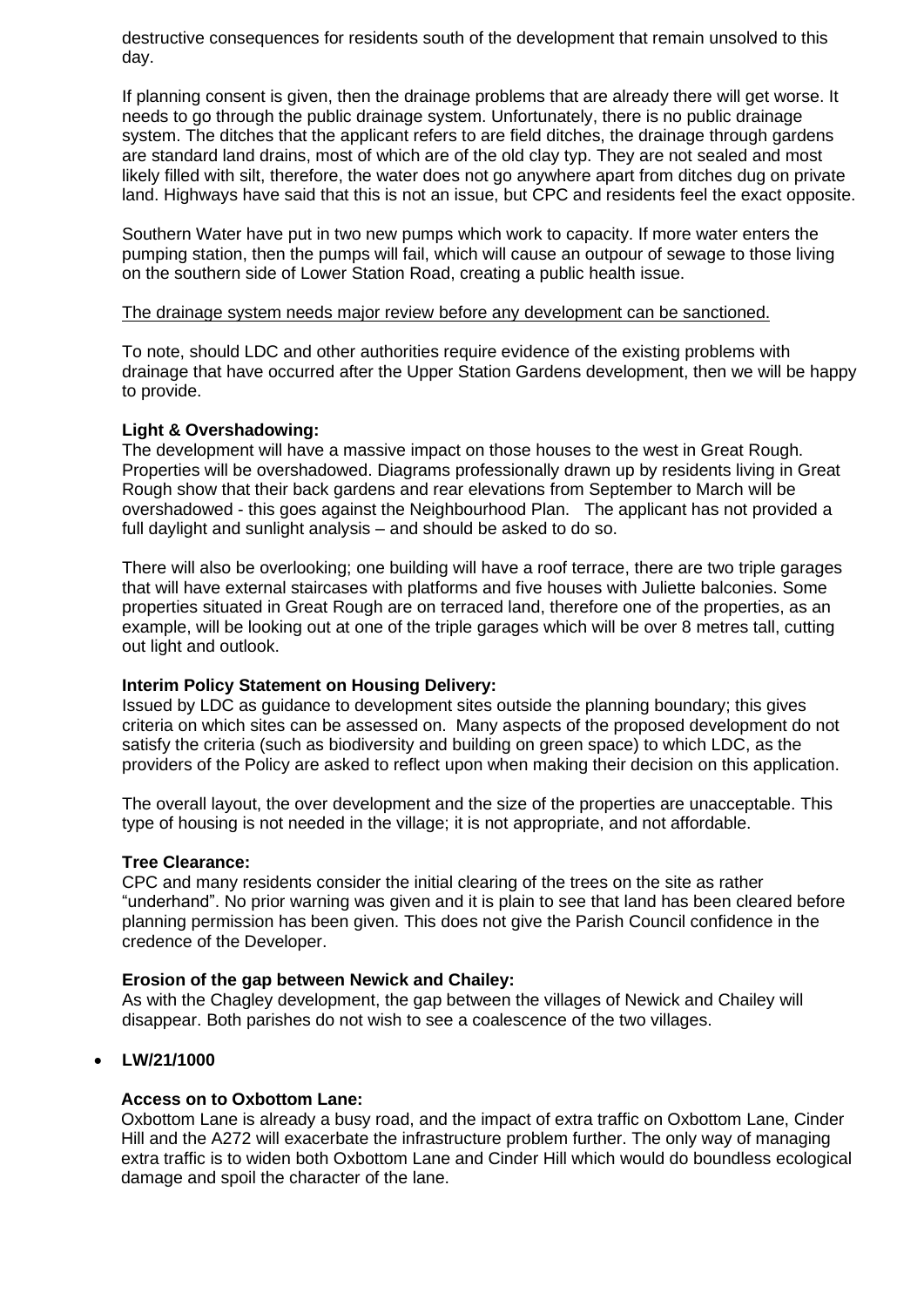destructive consequences for residents south of the development that remain unsolved to this day.

If planning consent is given, then the drainage problems that are already there will get worse. It needs to go through the public drainage system. Unfortunately, there is no public drainage system. The ditches that the applicant refers to are field ditches, the drainage through gardens are standard land drains, most of which are of the old clay typ. They are not sealed and most likely filled with silt, therefore, the water does not go anywhere apart from ditches dug on private land. Highways have said that this is not an issue, but CPC and residents feel the exact opposite.

Southern Water have put in two new pumps which work to capacity. If more water enters the pumping station, then the pumps will fail, which will cause an outpour of sewage to those living on the southern side of Lower Station Road, creating a public health issue.

<u>The drainage system needs major review before any development can be sanctioned.</u>

To note, should LDC and other authorities require evidence of the existing problems with drainage that have occurred after the Upper Station Gardens development, then we will be happy to provide.

**Light & Overshadowing:**
The development will have a massive impact on those houses to the west in Great Rough. Properties will be overshadowed. Diagrams professionally drawn up by residents living in Great Rough show that their back gardens and rear elevations from September to March will be overshadowed - this goes against the Neighbourhood Plan. The applicant has not provided a full daylight and sunlight analysis – and should be asked to do so.

There will also be overlooking; one building will have a roof terrace, there are two triple garages that will have external staircases with platforms and five houses with Juliette balconies. Some properties situated in Great Rough are on terraced land, therefore one of the properties, as an example, will be looking out at one of the triple garages which will be over 8 metres tall, cutting out light and outlook.

**Interim Policy Statement on Housing Delivery:**
Issued by LDC as guidance to development sites outside the planning boundary; this gives criteria on which sites can be assessed on. Many aspects of the proposed development do not satisfy the criteria (such as biodiversity and building on green space) to which LDC, as the providers of the Policy are asked to reflect upon when making their decision on this application.

The overall layout, the over development and the size of the properties are unacceptable. This type of housing is not needed in the village; it is not appropriate, and not affordable.

**Tree Clearance:**
CPC and many residents consider the initial clearing of the trees on the site as rather "underhand". No prior warning was given and it is plain to see that land has been cleared before planning permission has been given. This does not give the Parish Council confidence in the credence of the Developer.

**Erosion of the gap between Newick and Chailey:**
As with the Chagley development, the gap between the villages of Newick and Chailey will disappear. Both parishes do not wish to see a coalescence of the two villages.

- **LW/21/1000**

**Access on to Oxbottom Lane:**
Oxbottom Lane is already a busy road, and the impact of extra traffic on Oxbottom Lane, Cinder Hill and the A272 will exacerbate the infrastructure problem further. The only way of managing extra traffic is to widen both Oxbottom Lane and Cinder Hill which would do boundless ecological damage and spoil the character of the lane.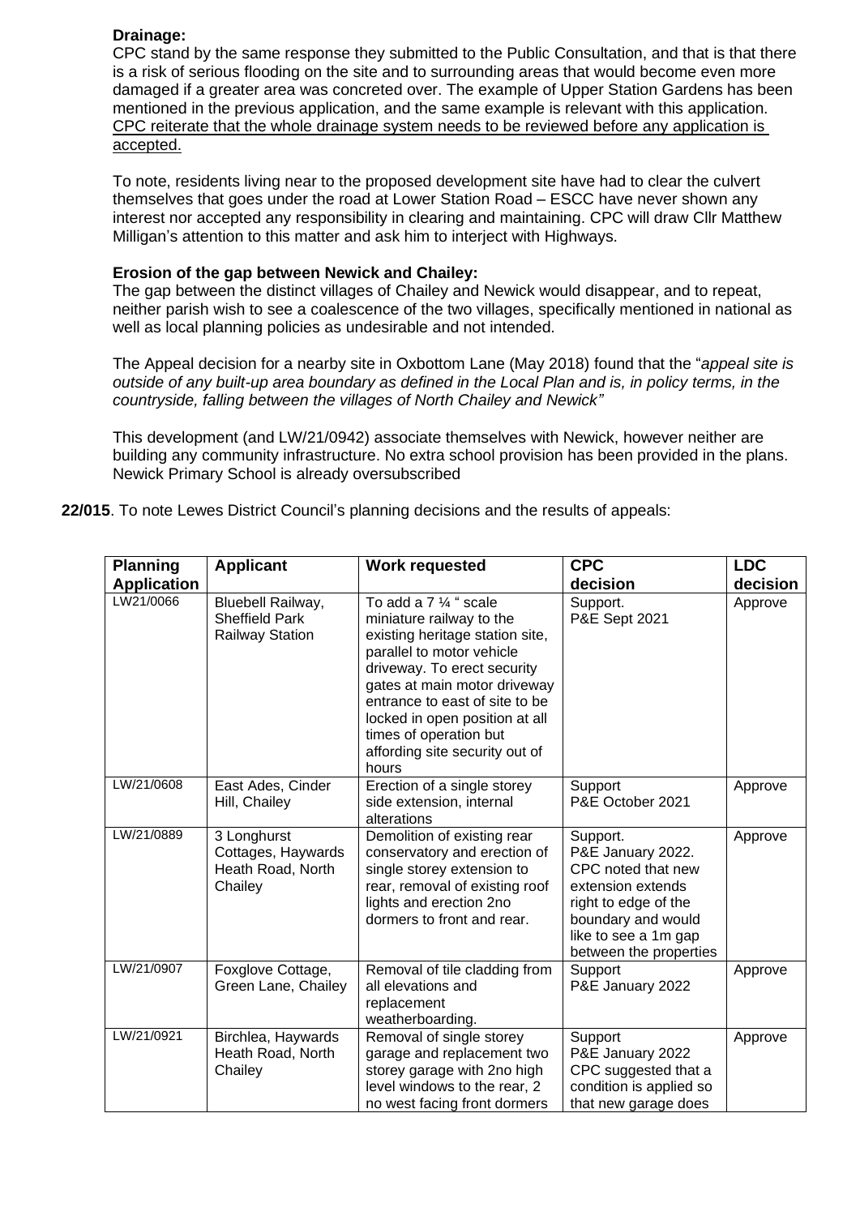**Drainage:**

CPC stand by the same response they submitted to the Public Consultation, and that is that there is a risk of serious flooding on the site and to surrounding areas that would become even more damaged if a greater area was concreted over. The example of Upper Station Gardens has been mentioned in the previous application, and the same example is relevant with this application. <u>CPC reiterate that the whole drainage system needs to be reviewed before any application is accepted.</u>

To note, residents living near to the proposed development site have had to clear the culvert themselves that goes under the road at Lower Station Road – ESCC have never shown any interest nor accepted any responsibility in clearing and maintaining. CPC will draw Cllr Matthew Milligan's attention to this matter and ask him to interject with Highways.

**Erosion of the gap between Newick and Chailey:**

The gap between the distinct villages of Chailey and Newick would disappear, and to repeat, neither parish wish to see a coalescence of the two villages, specifically mentioned in national as well as local planning policies as undesirable and not intended.

The Appeal decision for a nearby site in Oxbottom Lane (May 2018) found that the "*appeal site is outside of any built-up area boundary as defined in the Local Plan and is, in policy terms, in the countryside, falling between the villages of North Chailey and Newick"*

This development (and LW/21/0942) associate themselves with Newick, however neither are building any community infrastructure. No extra school provision has been provided in the plans. Newick Primary School is already oversubscribed

**22/015**. To note Lewes District Council's planning decisions and the results of appeals:

| Planning Application | Applicant | Work requested | CPC decision | LDC decision |
|---|---|---|---|---|
| LW21/0066 | Bluebell Railway, Sheffield Park Railway Station | To add a 7 ¼ " scale miniature railway to the existing heritage station site, parallel to motor vehicle driveway. To erect security gates at main motor driveway entrance to east of site to be locked in open position at all times of operation but affording site security out of hours | Support. P&E Sept 2021 | Approve |
| LW/21/0608 | East Ades, Cinder Hill, Chailey | Erection of a single storey side extension, internal alterations | Support P&E October 2021 | Approve |
| LW/21/0889 | 3 Longhurst Cottages, Haywards Heath Road, North Chailey | Demolition of existing rear conservatory and erection of single storey extension to rear, removal of existing roof lights and erection 2no dormers to front and rear. | Support. P&E January 2022. CPC noted that new extension extends right to edge of the boundary and would like to see a 1m gap between the properties | Approve |
| LW/21/0907 | Foxglove Cottage, Green Lane, Chailey | Removal of tile cladding from all elevations and replacement weatherboarding. | Support P&E January 2022 | Approve |
| LW/21/0921 | Birchlea, Haywards Heath Road, North Chailey | Removal of single storey garage and replacement two storey garage with 2no high level windows to the rear, 2 no west facing front dormers | Support P&E January 2022 CPC suggested that a condition is applied so that new garage does | Approve |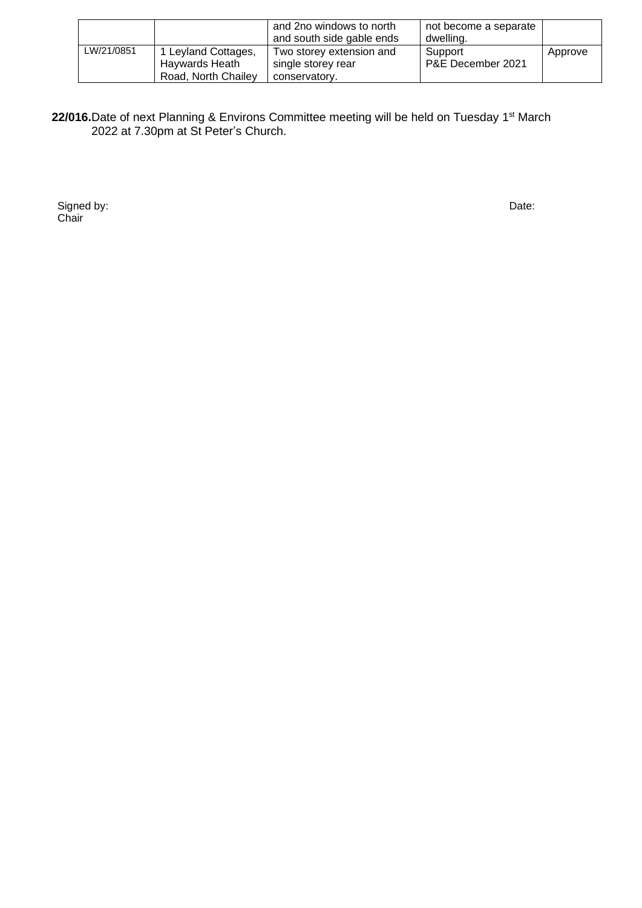| | | | | |
|---|---|---|---|---|
| | | and 2no windows to north and south side gable ends | not become a separate dwelling. | |
| LW/21/0851 | 1 Leyland Cottages, Haywards Heath Road, North Chailey | Two storey extension and single storey rear conservatory. | Support P&E December 2021 | Approve |

**22/016.** Date of next Planning & Environs Committee meeting will be held on Tuesday 1st March 2022 at 7.30pm at St Peter's Church.

Signed by: Date:
Chair